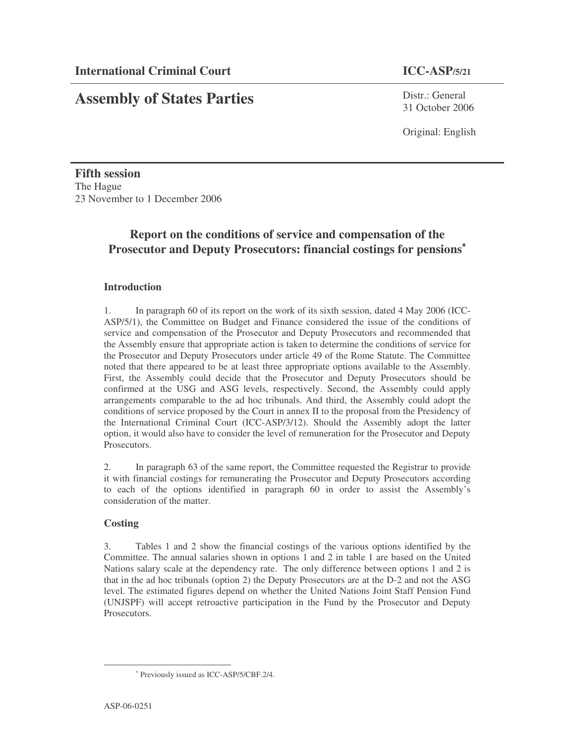**International Criminal Court** **ICC-ASP/5/21**

# Assembly of States Parties

Distr.: General
31 October 2006

Original: English

**Fifth session**
The Hague
23 November to 1 December 2006

## Report on the conditions of service and compensation of the Prosecutor and Deputy Prosecutors: financial costings for pensions*

### Introduction

1. In paragraph 60 of its report on the work of its sixth session, dated 4 May 2006 (ICC-ASP/5/1), the Committee on Budget and Finance considered the issue of the conditions of service and compensation of the Prosecutor and Deputy Prosecutors and recommended that the Assembly ensure that appropriate action is taken to determine the conditions of service for the Prosecutor and Deputy Prosecutors under article 49 of the Rome Statute. The Committee noted that there appeared to be at least three appropriate options available to the Assembly. First, the Assembly could decide that the Prosecutor and Deputy Prosecutors should be confirmed at the USG and ASG levels, respectively. Second, the Assembly could apply arrangements comparable to the ad hoc tribunals. And third, the Assembly could adopt the conditions of service proposed by the Court in annex II to the proposal from the Presidency of the International Criminal Court (ICC-ASP/3/12). Should the Assembly adopt the latter option, it would also have to consider the level of remuneration for the Prosecutor and Deputy Prosecutors.

2. In paragraph 63 of the same report, the Committee requested the Registrar to provide it with financial costings for remunerating the Prosecutor and Deputy Prosecutors according to each of the options identified in paragraph 60 in order to assist the Assembly's consideration of the matter.

### Costing

3. Tables 1 and 2 show the financial costings of the various options identified by the Committee. The annual salaries shown in options 1 and 2 in table 1 are based on the United Nations salary scale at the dependency rate. The only difference between options 1 and 2 is that in the ad hoc tribunals (option 2) the Deputy Prosecutors are at the D-2 and not the ASG level. The estimated figures depend on whether the United Nations Joint Staff Pension Fund (UNJSPF) will accept retroactive participation in the Fund by the Prosecutor and Deputy Prosecutors.

---

* Previously issued as ICC-ASP/5/CBF.2/4.

ASP-06-0251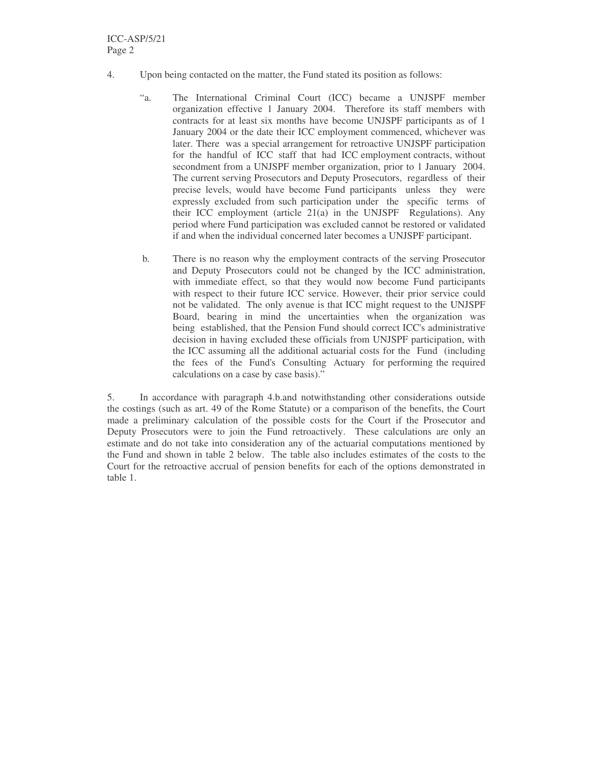4. Upon being contacted on the matter, the Fund stated its position as follows:

> "a. The International Criminal Court (ICC) became a UNJSPF member organization effective 1 January 2004. Therefore its staff members with contracts for at least six months have become UNJSPF participants as of 1 January 2004 or the date their ICC employment commenced, whichever was later. There was a special arrangement for retroactive UNJSPF participation for the handful of ICC staff that had ICC employment contracts, without secondment from a UNJSPF member organization, prior to 1 January 2004. The current serving Prosecutors and Deputy Prosecutors, regardless of their precise levels, would have become Fund participants unless they were expressly excluded from such participation under the specific terms of their ICC employment (article 21(a) in the UNJSPF Regulations). Any period where Fund participation was excluded cannot be restored or validated if and when the individual concerned later becomes a UNJSPF participant.
>
> b. There is no reason why the employment contracts of the serving Prosecutor and Deputy Prosecutors could not be changed by the ICC administration, with immediate effect, so that they would now become Fund participants with respect to their future ICC service. However, their prior service could not be validated. The only avenue is that ICC might request to the UNJSPF Board, bearing in mind the uncertainties when the organization was being established, that the Pension Fund should correct ICC's administrative decision in having excluded these officials from UNJSPF participation, with the ICC assuming all the additional actuarial costs for the Fund (including the fees of the Fund's Consulting Actuary for performing the required calculations on a case by case basis)."

5. In accordance with paragraph 4.b.and notwithstanding other considerations outside the costings (such as art. 49 of the Rome Statute) or a comparison of the benefits, the Court made a preliminary calculation of the possible costs for the Court if the Prosecutor and Deputy Prosecutors were to join the Fund retroactively. These calculations are only an estimate and do not take into consideration any of the actuarial computations mentioned by the Fund and shown in table 2 below. The table also includes estimates of the costs to the Court for the retroactive accrual of pension benefits for each of the options demonstrated in table 1.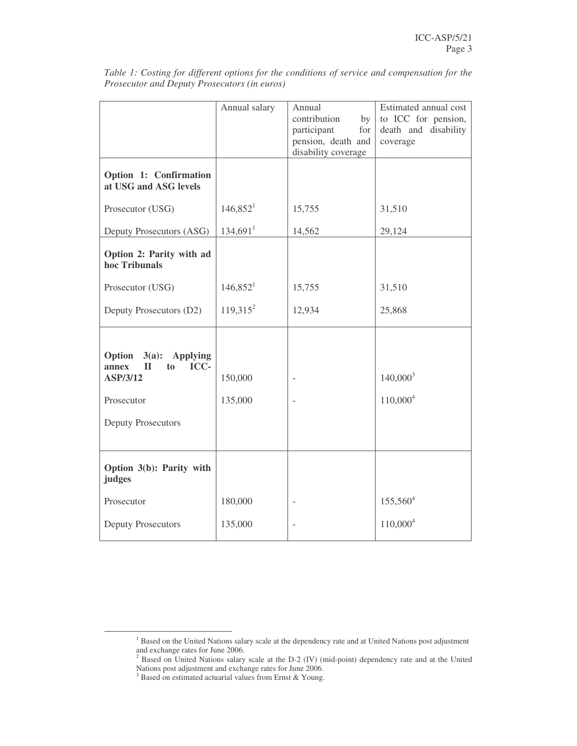*Table 1: Costing for different options for the conditions of service and compensation for the Prosecutor and Deputy Prosecutors (in euros)*

| | Annual salary | Annual contribution by participant for pension, death and disability coverage | Estimated annual cost to ICC for pension, death and disability coverage |
|---|---|---|---|
| **Option 1: Confirmation at USG and ASG levels** | | | |
| Prosecutor (USG) | 146,852[1] | 15,755 | 31,510 |
| Deputy Prosecutors (ASG) | 134,691[1] | 14,562 | 29,124 |
| **Option 2: Parity with ad hoc Tribunals** | | | |
| Prosecutor (USG) | 146,852[1] | 15,755 | 31,510 |
| Deputy Prosecutors (D2) | 119,315[2] | 12,934 | 25,868 |
| **Option 3(a): Applying annex II to ICC-ASP/3/12** | 150,000 | - | 140,000[3] |
| Prosecutor | 135,000 | - | 110,000[4] |
| Deputy Prosecutors | | | |
| **Option 3(b): Parity with judges** | | | |
| Prosecutor | 180,000 | - | 155,560[4] |
| Deputy Prosecutors | 135,000 | - | 110,000[4] |

[1] Based on the United Nations salary scale at the dependency rate and at United Nations post adjustment and exchange rates for June 2006.

[2] Based on United Nations salary scale at the D-2 (IV) (mid-point) dependency rate and at the United Nations post adjustment and exchange rates for June 2006.

[3] Based on estimated actuarial values from Ernst & Young.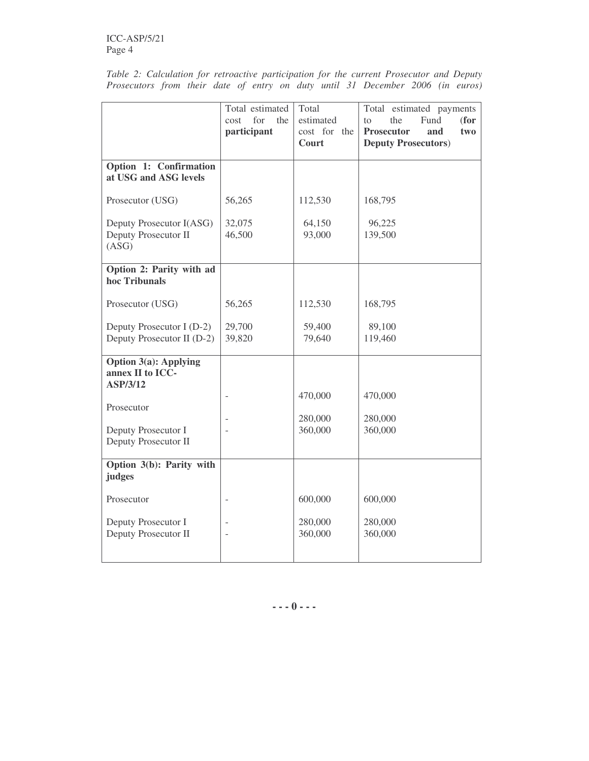*Table 2: Calculation for retroactive participation for the current Prosecutor and Deputy Prosecutors from their date of entry on duty until 31 December 2006 (in euros)*

| | Total estimated cost for the **participant** | Total estimated cost for the **Court** | Total estimated payments to the Fund (**for Prosecutor and two Deputy Prosecutors**) |
|---|---|---|---|
| **Option 1: Confirmation at USG and ASG levels** | | | |
| Prosecutor (USG) | 56,265 | 112,530 | 168,795 |
| Deputy Prosecutor I(ASG) | 32,075 | 64,150 | 96,225 |
| Deputy Prosecutor II (ASG) | 46,500 | 93,000 | 139,500 |
| **Option 2: Parity with ad hoc Tribunals** | | | |
| Prosecutor (USG) | 56,265 | 112,530 | 168,795 |
| Deputy Prosecutor I (D-2) | 29,700 | 59,400 | 89,100 |
| Deputy Prosecutor II (D-2) | 39,820 | 79,640 | 119,460 |
| **Option 3(a): Applying annex II to ICC-ASP/3/12** | | | |
| Prosecutor | - | 470,000 | 470,000 |
| Deputy Prosecutor I | - | 280,000 | 280,000 |
| Deputy Prosecutor II | - | 360,000 | 360,000 |
| **Option 3(b): Parity with judges** | | | |
| Prosecutor | - | 600,000 | 600,000 |
| Deputy Prosecutor I | - | 280,000 | 280,000 |
| Deputy Prosecutor II | - | 360,000 | 360,000 |

**- - - 0 - - -**